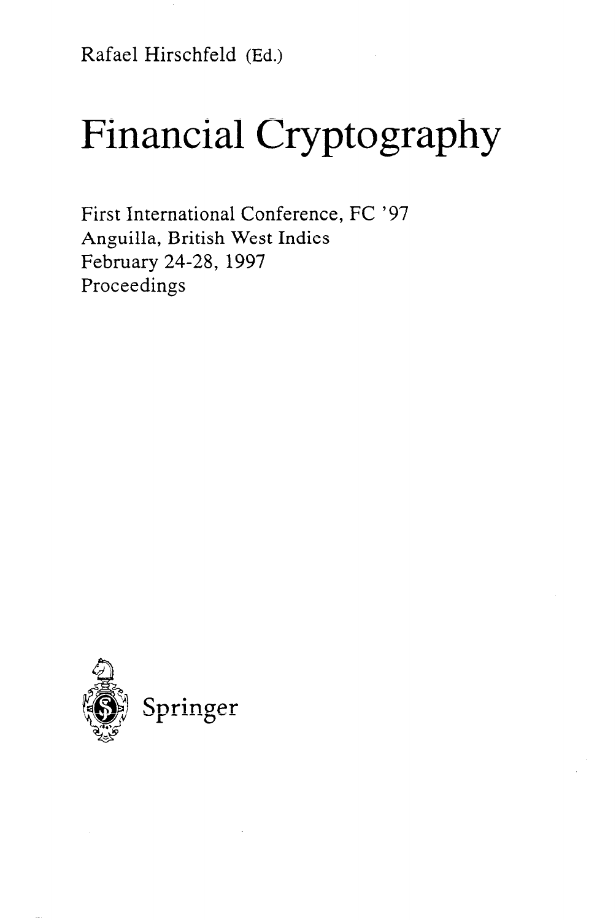Rafael Hirschfeld (Ed.)

# Financial Cryptography

First International Conference, FC '97
Anguilla, British West Indies
February 24-28, 1997
Proceedings

Springer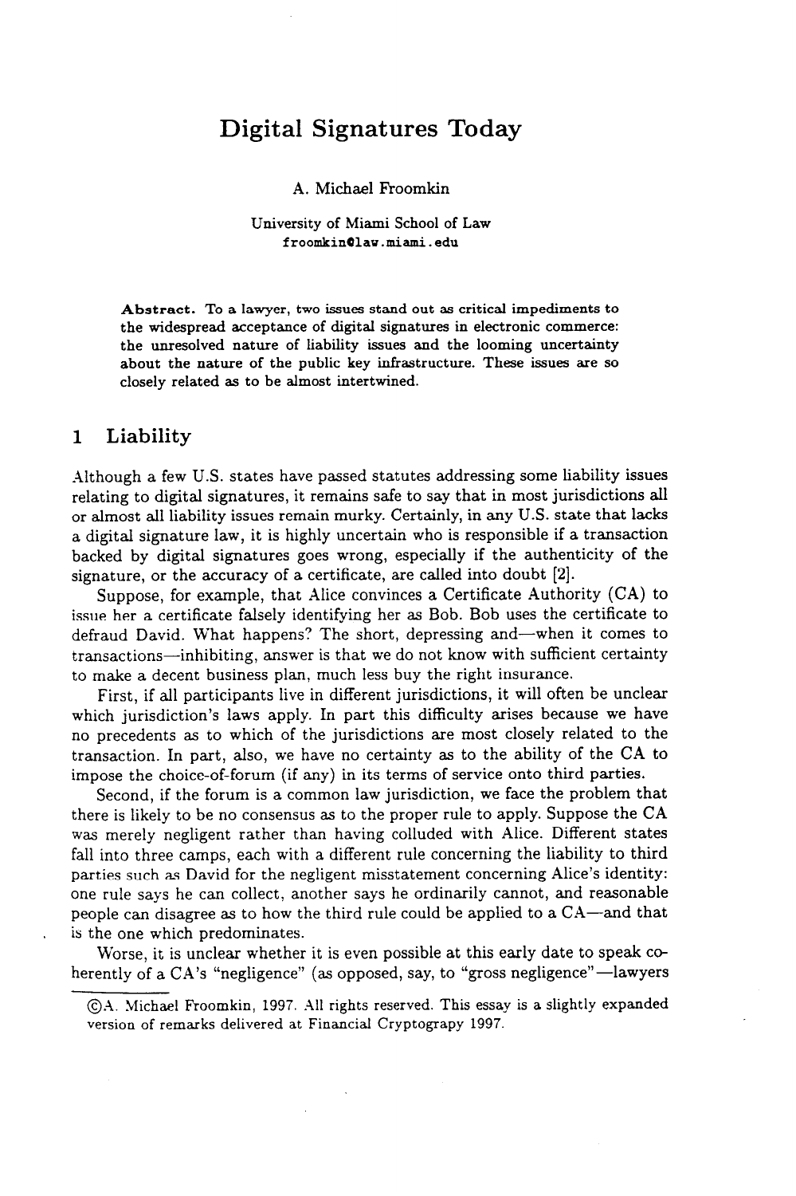# Digital Signatures Today

A. Michael Froomkin

University of Miami School of Law
froomkin@law.miami.edu

**Abstract.** To a lawyer, two issues stand out as critical impediments to the widespread acceptance of digital signatures in electronic commerce: the unresolved nature of liability issues and the looming uncertainty about the nature of the public key infrastructure. These issues are so closely related as to be almost intertwined.

## 1 Liability

Although a few U.S. states have passed statutes addressing some liability issues relating to digital signatures, it remains safe to say that in most jurisdictions all or almost all liability issues remain murky. Certainly, in any U.S. state that lacks a digital signature law, it is highly uncertain who is responsible if a transaction backed by digital signatures goes wrong, especially if the authenticity of the signature, or the accuracy of a certificate, are called into doubt [2].

Suppose, for example, that Alice convinces a Certificate Authority (CA) to issue her a certificate falsely identifying her as Bob. Bob uses the certificate to defraud David. What happens? The short, depressing and—when it comes to transactions—inhibiting, answer is that we do not know with sufficient certainty to make a decent business plan, much less buy the right insurance.

First, if all participants live in different jurisdictions, it will often be unclear which jurisdiction's laws apply. In part this difficulty arises because we have no precedents as to which of the jurisdictions are most closely related to the transaction. In part, also, we have no certainty as to the ability of the CA to impose the choice-of-forum (if any) in its terms of service onto third parties.

Second, if the forum is a common law jurisdiction, we face the problem that there is likely to be no consensus as to the proper rule to apply. Suppose the CA was merely negligent rather than having colluded with Alice. Different states fall into three camps, each with a different rule concerning the liability to third parties such as David for the negligent misstatement concerning Alice's identity: one rule says he can collect, another says he ordinarily cannot, and reasonable people can disagree as to how the third rule could be applied to a CA—and that is the one which predominates.

Worse, it is unclear whether it is even possible at this early date to speak coherently of a CA's "negligence" (as opposed, say, to "gross negligence"—lawyers

©A. Michael Froomkin, 1997. All rights reserved. This essay is a slightly expanded version of remarks delivered at Financial Cryptograpy 1997.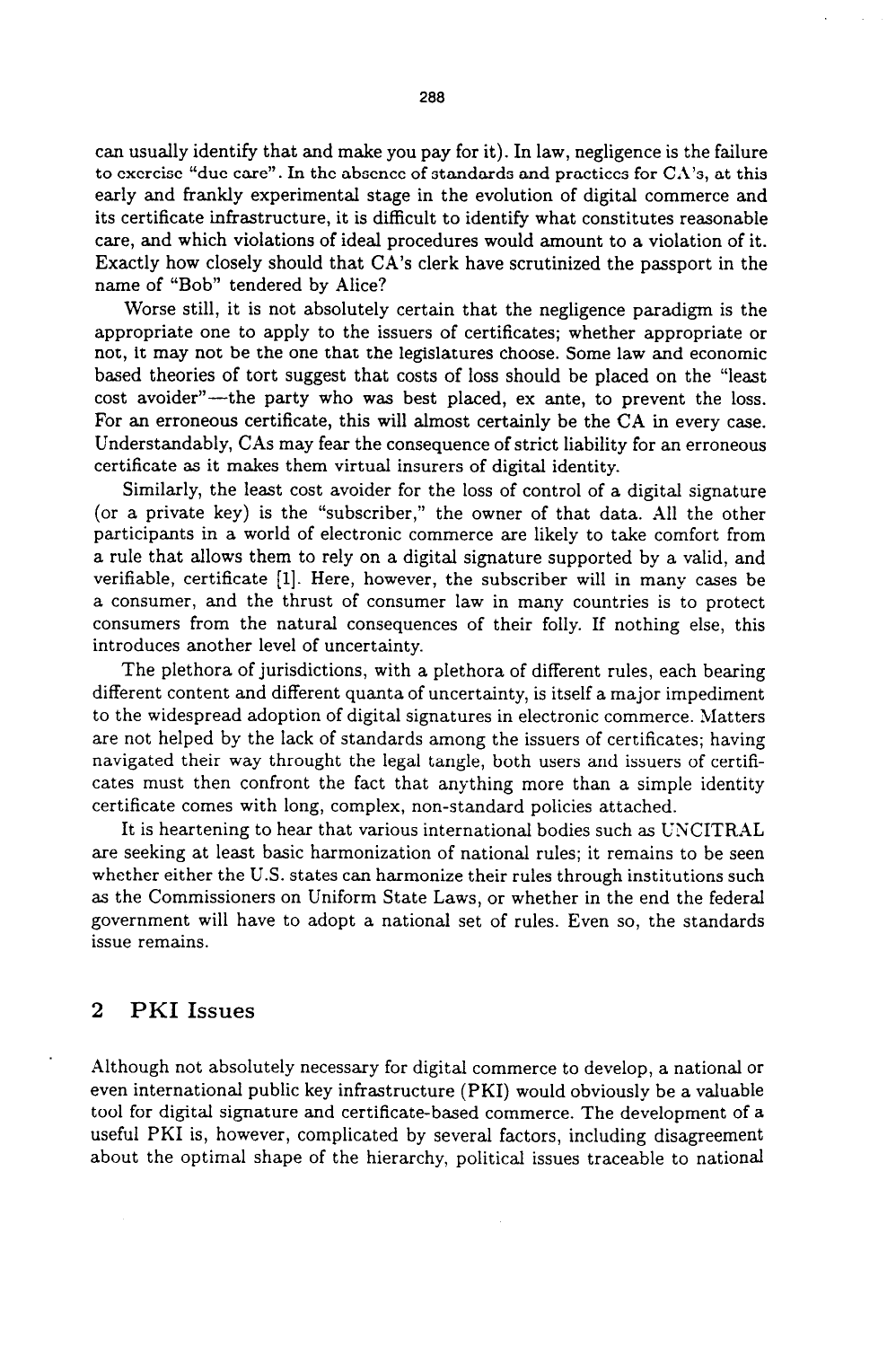can usually identify that and make you pay for it). In law, negligence is the failure to exercise "due care". In the absence of standards and practices for CA's, at this early and frankly experimental stage in the evolution of digital commerce and its certificate infrastructure, it is difficult to identify what constitutes reasonable care, and which violations of ideal procedures would amount to a violation of it. Exactly how closely should that CA's clerk have scrutinized the passport in the name of "Bob" tendered by Alice?

Worse still, it is not absolutely certain that the negligence paradigm is the appropriate one to apply to the issuers of certificates; whether appropriate or not, it may not be the one that the legislatures choose. Some law and economic based theories of tort suggest that costs of loss should be placed on the "least cost avoider"—the party who was best placed, ex ante, to prevent the loss. For an erroneous certificate, this will almost certainly be the CA in every case. Understandably, CAs may fear the consequence of strict liability for an erroneous certificate as it makes them virtual insurers of digital identity.

Similarly, the least cost avoider for the loss of control of a digital signature (or a private key) is the "subscriber," the owner of that data. All the other participants in a world of electronic commerce are likely to take comfort from a rule that allows them to rely on a digital signature supported by a valid, and verifiable, certificate [1]. Here, however, the subscriber will in many cases be a consumer, and the thrust of consumer law in many countries is to protect consumers from the natural consequences of their folly. If nothing else, this introduces another level of uncertainty.

The plethora of jurisdictions, with a plethora of different rules, each bearing different content and different quanta of uncertainty, is itself a major impediment to the widespread adoption of digital signatures in electronic commerce. Matters are not helped by the lack of standards among the issuers of certificates; having navigated their way throught the legal tangle, both users and issuers of certificates must then confront the fact that anything more than a simple identity certificate comes with long, complex, non-standard policies attached.

It is heartening to hear that various international bodies such as UNCITRAL are seeking at least basic harmonization of national rules; it remains to be seen whether either the U.S. states can harmonize their rules through institutions such as the Commissioners on Uniform State Laws, or whether in the end the federal government will have to adopt a national set of rules. Even so, the standards issue remains.

## 2 PKI Issues

Although not absolutely necessary for digital commerce to develop, a national or even international public key infrastructure (PKI) would obviously be a valuable tool for digital signature and certificate-based commerce. The development of a useful PKI is, however, complicated by several factors, including disagreement about the optimal shape of the hierarchy, political issues traceable to national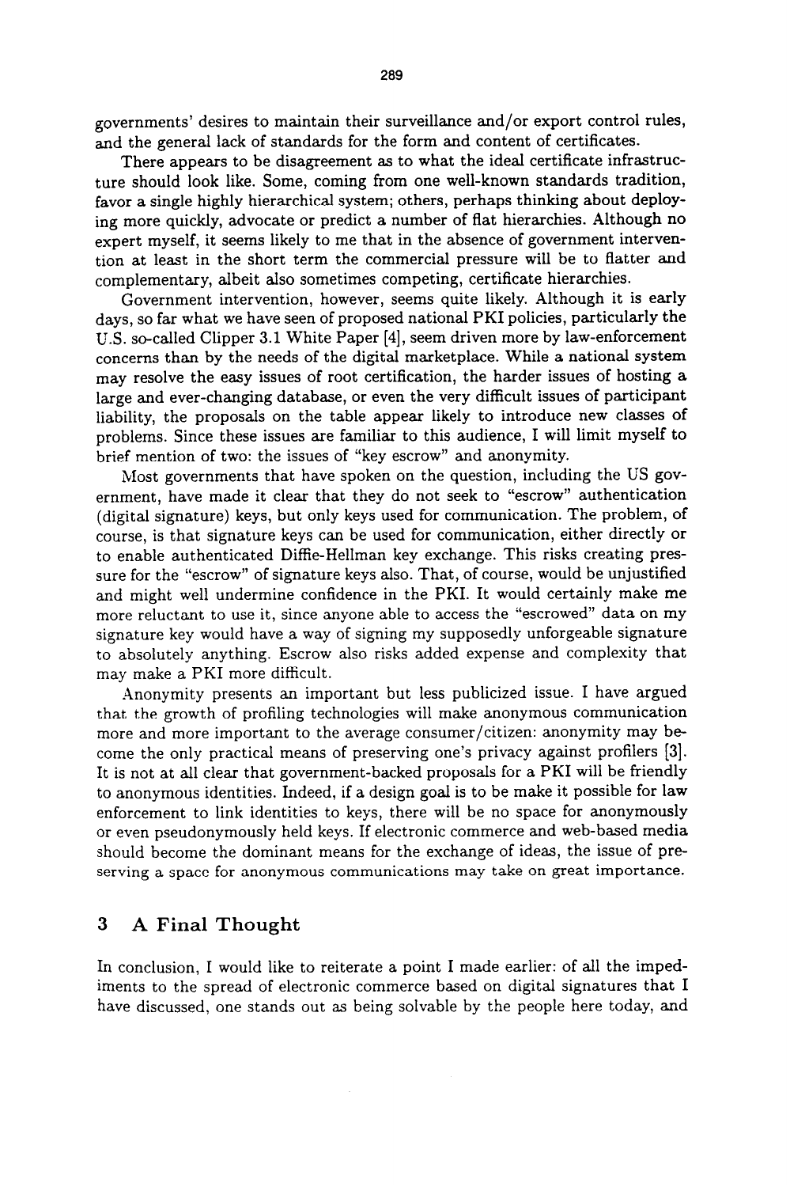governments' desires to maintain their surveillance and/or export control rules, and the general lack of standards for the form and content of certificates.

There appears to be disagreement as to what the ideal certificate infrastructure should look like. Some, coming from one well-known standards tradition, favor a single highly hierarchical system; others, perhaps thinking about deploying more quickly, advocate or predict a number of flat hierarchies. Although no expert myself, it seems likely to me that in the absence of government intervention at least in the short term the commercial pressure will be to flatter and complementary, albeit also sometimes competing, certificate hierarchies.

Government intervention, however, seems quite likely. Although it is early days, so far what we have seen of proposed national PKI policies, particularly the U.S. so-called Clipper 3.1 White Paper [4], seem driven more by law-enforcement concerns than by the needs of the digital marketplace. While a national system may resolve the easy issues of root certification, the harder issues of hosting a large and ever-changing database, or even the very difficult issues of participant liability, the proposals on the table appear likely to introduce new classes of problems. Since these issues are familiar to this audience, I will limit myself to brief mention of two: the issues of "key escrow" and anonymity.

Most governments that have spoken on the question, including the US government, have made it clear that they do not seek to "escrow" authentication (digital signature) keys, but only keys used for communication. The problem, of course, is that signature keys can be used for communication, either directly or to enable authenticated Diffie-Hellman key exchange. This risks creating pressure for the "escrow" of signature keys also. That, of course, would be unjustified and might well undermine confidence in the PKI. It would certainly make me more reluctant to use it, since anyone able to access the "escrowed" data on my signature key would have a way of signing my supposedly unforgeable signature to absolutely anything. Escrow also risks added expense and complexity that may make a PKI more difficult.

Anonymity presents an important but less publicized issue. I have argued that the growth of profiling technologies will make anonymous communication more and more important to the average consumer/citizen: anonymity may become the only practical means of preserving one's privacy against profilers [3]. It is not at all clear that government-backed proposals for a PKI will be friendly to anonymous identities. Indeed, if a design goal is to be make it possible for law enforcement to link identities to keys, there will be no space for anonymously or even pseudonymously held keys. If electronic commerce and web-based media should become the dominant means for the exchange of ideas, the issue of preserving a space for anonymous communications may take on great importance.

## 3 A Final Thought

In conclusion, I would like to reiterate a point I made earlier: of all the impediments to the spread of electronic commerce based on digital signatures that I have discussed, one stands out as being solvable by the people here today, and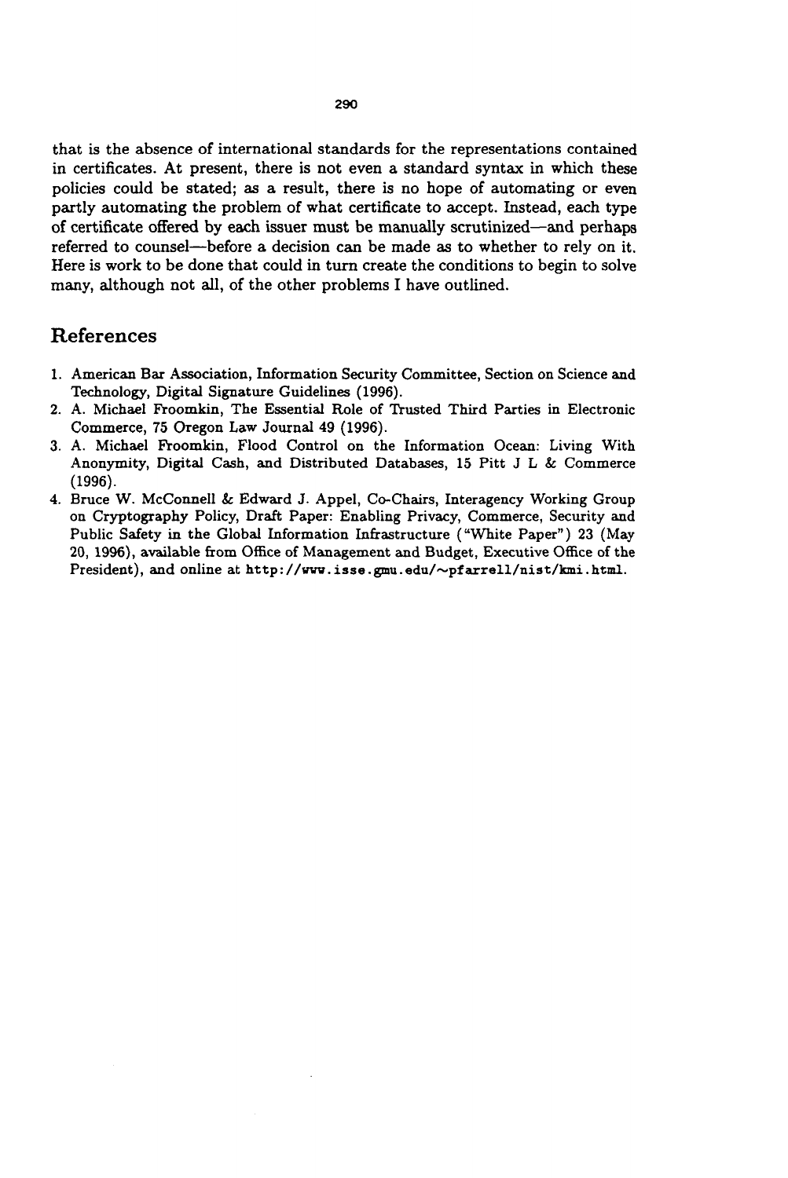that is the absence of international standards for the representations contained in certificates. At present, there is not even a standard syntax in which these policies could be stated; as a result, there is no hope of automating or even partly automating the problem of what certificate to accept. Instead, each type of certificate offered by each issuer must be manually scrutinized—and perhaps referred to counsel—before a decision can be made as to whether to rely on it. Here is work to be done that could in turn create the conditions to begin to solve many, although not all, of the other problems I have outlined.

## References

1. American Bar Association, Information Security Committee, Section on Science and Technology, Digital Signature Guidelines (1996).
2. A. Michael Froomkin, The Essential Role of Trusted Third Parties in Electronic Commerce, 75 Oregon Law Journal 49 (1996).
3. A. Michael Froomkin, Flood Control on the Information Ocean: Living With Anonymity, Digital Cash, and Distributed Databases, 15 Pitt J L & Commerce (1996).
4. Bruce W. McConnell & Edward J. Appel, Co-Chairs, Interagency Working Group on Cryptography Policy, Draft Paper: Enabling Privacy, Commerce, Security and Public Safety in the Global Information Infrastructure ("White Paper") 23 (May 20, 1996), available from Office of Management and Budget, Executive Office of the President), and online at `http://www.isse.gmu.edu/~pfarrell/nist/kmi.html`.